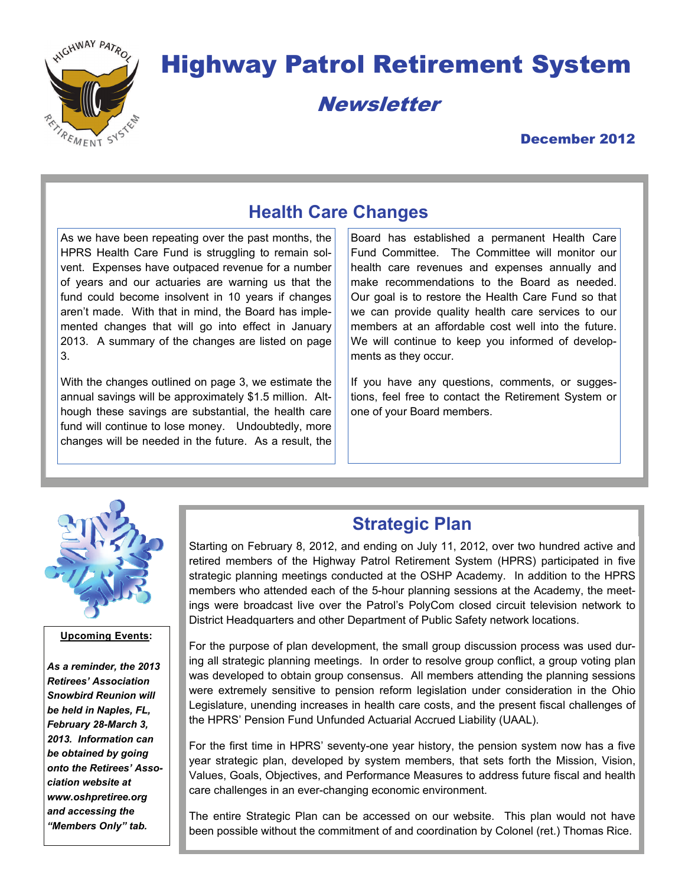# Highway Patrol Retirement System

## *Newsletter*

**December 2012**

## Health Care Changes

As we have been repeating over the past months, the HPRS Health Care Fund is struggling to remain solvent. Expenses have outpaced revenue for a number of years and our actuaries are warning us that the fund could become insolvent in 10 years if changes aren't made. With that in mind, the Board has implemented changes that will go into effect in January 2013. A summary of the changes are listed on page 3.

With the changes outlined on page 3, we estimate the annual savings will be approximately $1.5 million. Although these savings are substantial, the health care fund will continue to lose money. Undoubtedly, more changes will be needed in the future. As a result, the Board has established a permanent Health Care Fund Committee. The Committee will monitor our health care revenues and expenses annually and make recommendations to the Board as needed. Our goal is to restore the Health Care Fund so that we can provide quality health care services to our members at an affordable cost well into the future. We will continue to keep you informed of developments as they occur.

If you have any questions, comments, or suggestions, feel free to contact the Retirement System or one of your Board members.

**Upcoming Events:**

***As a reminder, the 2013 Retirees' Association Snowbird Reunion will be held in Naples, FL, February 28-March 3, 2013. Information can be obtained by going onto the Retirees' Association website at www.oshpretiree.org and accessing the "Members Only" tab.***

## Strategic Plan

Starting on February 8, 2012, and ending on July 11, 2012, over two hundred active and retired members of the Highway Patrol Retirement System (HPRS) participated in five strategic planning meetings conducted at the OSHP Academy. In addition to the HPRS members who attended each of the 5-hour planning sessions at the Academy, the meetings were broadcast live over the Patrol's PolyCom closed circuit television network to District Headquarters and other Department of Public Safety network locations.

For the purpose of plan development, the small group discussion process was used during all strategic planning meetings. In order to resolve group conflict, a group voting plan was developed to obtain group consensus. All members attending the planning sessions were extremely sensitive to pension reform legislation under consideration in the Ohio Legislature, unending increases in health care costs, and the present fiscal challenges of the HPRS' Pension Fund Unfunded Actuarial Accrued Liability (UAAL).

For the first time in HPRS' seventy-one year history, the pension system now has a five year strategic plan, developed by system members, that sets forth the Mission, Vision, Values, Goals, Objectives, and Performance Measures to address future fiscal and health care challenges in an ever-changing economic environment.

The entire Strategic Plan can be accessed on our website. This plan would not have been possible without the commitment of and coordination by Colonel (ret.) Thomas Rice.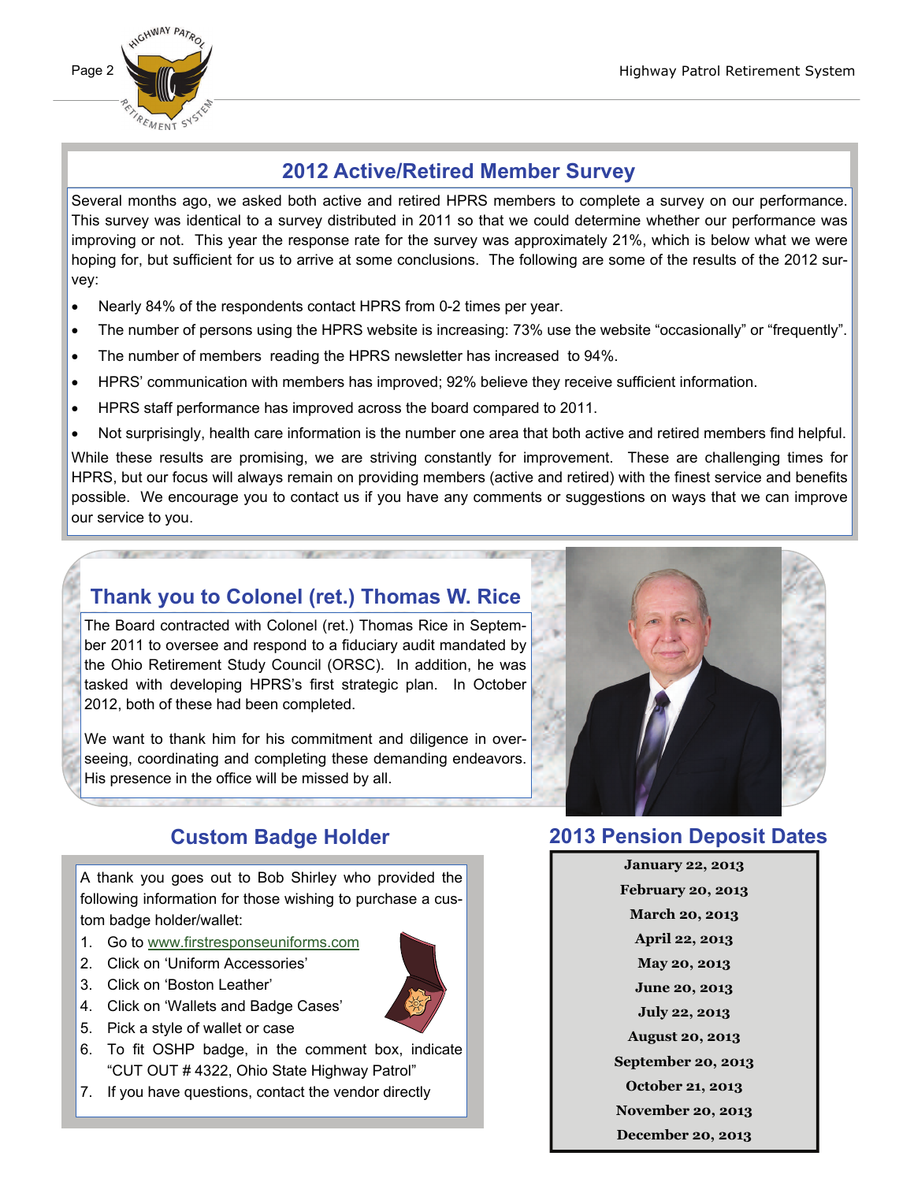## 2012 Active/Retired Member Survey

Several months ago, we asked both active and retired HPRS members to complete a survey on our performance. This survey was identical to a survey distributed in 2011 so that we could determine whether our performance was improving or not. This year the response rate for the survey was approximately 21%, which is below what we were hoping for, but sufficient for us to arrive at some conclusions. The following are some of the results of the 2012 survey:

- Nearly 84% of the respondents contact HPRS from 0-2 times per year.
- The number of persons using the HPRS website is increasing: 73% use the website "occasionally" or "frequently".
- The number of members reading the HPRS newsletter has increased to 94%.
- HPRS' communication with members has improved; 92% believe they receive sufficient information.
- HPRS staff performance has improved across the board compared to 2011.
- Not surprisingly, health care information is the number one area that both active and retired members find helpful.

While these results are promising, we are striving constantly for improvement. These are challenging times for HPRS, but our focus will always remain on providing members (active and retired) with the finest service and benefits possible. We encourage you to contact us if you have any comments or suggestions on ways that we can improve our service to you.

## Thank you to Colonel (ret.) Thomas W. Rice

The Board contracted with Colonel (ret.) Thomas Rice in September 2011 to oversee and respond to a fiduciary audit mandated by the Ohio Retirement Study Council (ORSC). In addition, he was tasked with developing HPRS's first strategic plan. In October 2012, both of these had been completed.

We want to thank him for his commitment and diligence in overseeing, coordinating and completing these demanding endeavors. His presence in the office will be missed by all.

## Custom Badge Holder

A thank you goes out to Bob Shirley who provided the following information for those wishing to purchase a custom badge holder/wallet:

1. Go to www.firstresponseuniforms.com
2. Click on 'Uniform Accessories'
3. Click on 'Boston Leather'
4. Click on 'Wallets and Badge Cases'
5. Pick a style of wallet or case
6. To fit OSHP badge, in the comment box, indicate "CUT OUT # 4322, Ohio State Highway Patrol"
7. If you have questions, contact the vendor directly

## 2013 Pension Deposit Dates

**January 22, 2013**
**February 20, 2013**
**March 20, 2013**
**April 22, 2013**
**May 20, 2013**
**June 20, 2013**
**July 22, 2013**
**August 20, 2013**
**September 20, 2013**
**October 21, 2013**
**November 20, 2013**
**December 20, 2013**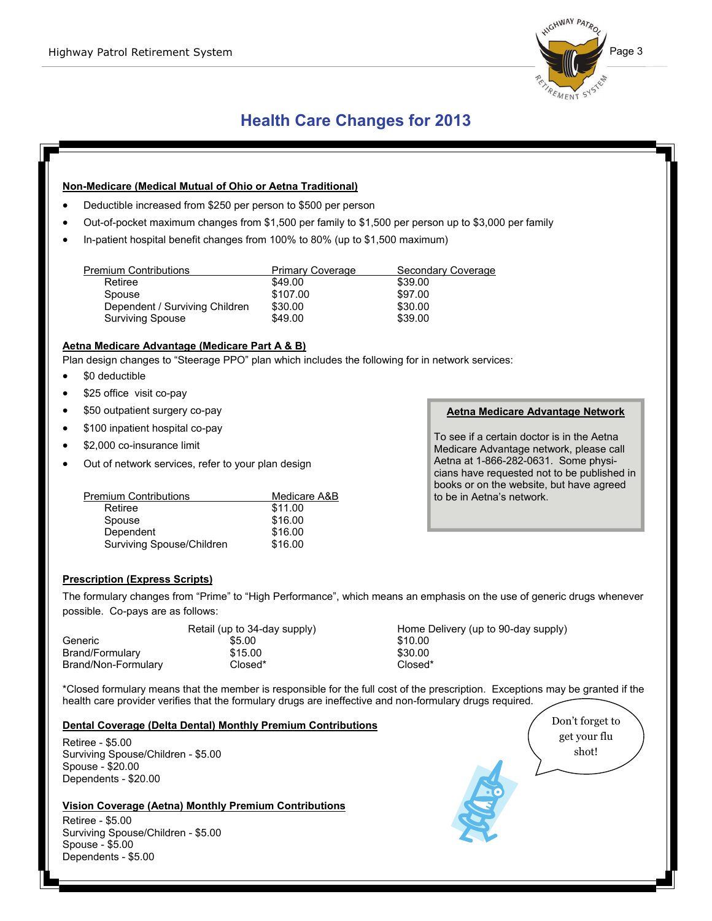# Health Care Changes for 2013

**Non-Medicare (Medical Mutual of Ohio or Aetna Traditional)**

- Deductible increased from $250 per person to $500 per person
- Out-of-pocket maximum changes from $1,500 per family to $1,500 per person up to $3,000 per family
- In-patient hospital benefit changes from 100% to 80% (up to $1,500 maximum)

| Premium Contributions | Primary Coverage | Secondary Coverage |
|---|---|---|
| Retiree | $49.00 | $39.00 |
| Spouse | $107.00 | $97.00 |
| Dependent / Surviving Children | $30.00 | $30.00 |
| Surviving Spouse | $49.00 | $39.00 |

**Aetna Medicare Advantage (Medicare Part A & B)**

Plan design changes to "Steerage PPO" plan which includes the following for in network services:

- $0 deductible
- $25 office visit co-pay
- $50 outpatient surgery co-pay
- $100 inpatient hospital co-pay
- $2,000 co-insurance limit
- Out of network services, refer to your plan design

| Premium Contributions | Medicare A&B |
|---|---|
| Retiree | $11.00 |
| Spouse | $16.00 |
| Dependent | $16.00 |
| Surviving Spouse/Children | $16.00 |

**Aetna Medicare Advantage Network**

To see if a certain doctor is in the Aetna Medicare Advantage network, please call Aetna at 1-866-282-0631. Some physicians have requested not to be published in books or on the website, but have agreed to be in Aetna's network.

**Prescription (Express Scripts)**

The formulary changes from "Prime" to "High Performance", which means an emphasis on the use of generic drugs whenever possible. Co-pays are as follows:

| | Retail (up to 34-day supply) | Home Delivery (up to 90-day supply) |
|---|---|---|
| Generic | $5.00 | $10.00 |
| Brand/Formulary | $15.00 | $30.00 |
| Brand/Non-Formulary | Closed* | Closed* |

*Closed formulary means that the member is responsible for the full cost of the prescription. Exceptions may be granted if the health care provider verifies that the formulary drugs are ineffective and non-formulary drugs required.

**Dental Coverage (Delta Dental) Monthly Premium Contributions**

Retiree - $5.00
Surviving Spouse/Children - $5.00
Spouse - $20.00
Dependents - $20.00

**Vision Coverage (Aetna) Monthly Premium Contributions**

Retiree - $5.00
Surviving Spouse/Children - $5.00
Spouse - $5.00
Dependents - $5.00

Don't forget to get your flu shot!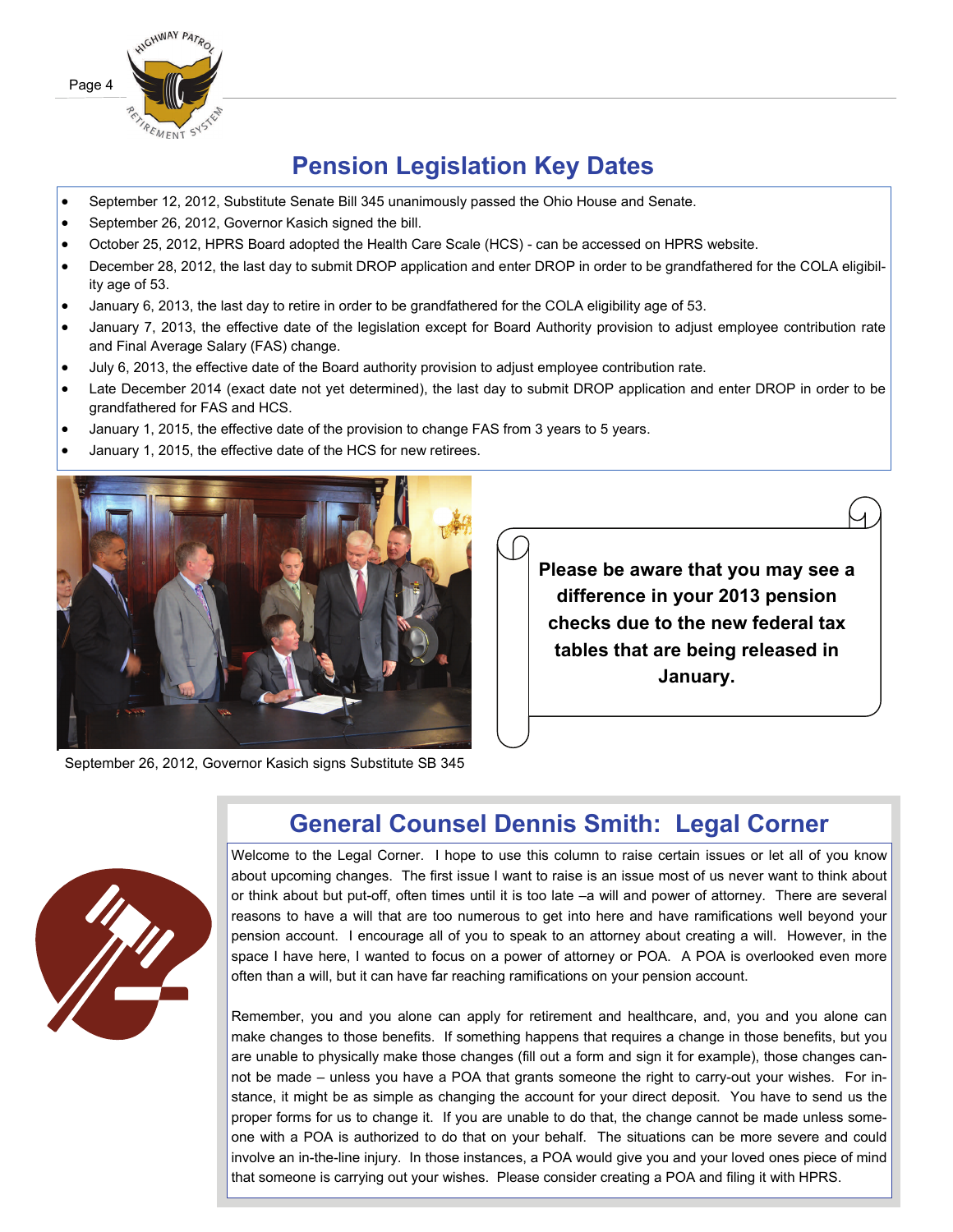## Pension Legislation Key Dates

- September 12, 2012, Substitute Senate Bill 345 unanimously passed the Ohio House and Senate.
- September 26, 2012, Governor Kasich signed the bill.
- October 25, 2012, HPRS Board adopted the Health Care Scale (HCS) - can be accessed on HPRS website.
- December 28, 2012, the last day to submit DROP application and enter DROP in order to be grandfathered for the COLA eligibility age of 53.
- January 6, 2013, the last day to retire in order to be grandfathered for the COLA eligibility age of 53.
- January 7, 2013, the effective date of the legislation except for Board Authority provision to adjust employee contribution rate and Final Average Salary (FAS) change.
- July 6, 2013, the effective date of the Board authority provision to adjust employee contribution rate.
- Late December 2014 (exact date not yet determined), the last day to submit DROP application and enter DROP in order to be grandfathered for FAS and HCS.
- January 1, 2015, the effective date of the provision to change FAS from 3 years to 5 years.
- January 1, 2015, the effective date of the HCS for new retirees.

September 26, 2012, Governor Kasich signs Substitute SB 345

**Please be aware that you may see a difference in your 2013 pension checks due to the new federal tax tables that are being released in January.**

## General Counsel Dennis Smith: Legal Corner

Welcome to the Legal Corner. I hope to use this column to raise certain issues or let all of you know about upcoming changes. The first issue I want to raise is an issue most of us never want to think about or think about but put-off, often times until it is too late –a will and power of attorney. There are several reasons to have a will that are too numerous to get into here and have ramifications well beyond your pension account. I encourage all of you to speak to an attorney about creating a will. However, in the space I have here, I wanted to focus on a power of attorney or POA. A POA is overlooked even more often than a will, but it can have far reaching ramifications on your pension account.

Remember, you and you alone can apply for retirement and healthcare, and, you and you alone can make changes to those benefits. If something happens that requires a change in those benefits, but you are unable to physically make those changes (fill out a form and sign it for example), those changes cannot be made – unless you have a POA that grants someone the right to carry-out your wishes. For instance, it might be as simple as changing the account for your direct deposit. You have to send us the proper forms for us to change it. If you are unable to do that, the change cannot be made unless someone with a POA is authorized to do that on your behalf. The situations can be more severe and could involve an in-the-line injury. In those instances, a POA would give you and your loved ones piece of mind that someone is carrying out your wishes. Please consider creating a POA and filing it with HPRS.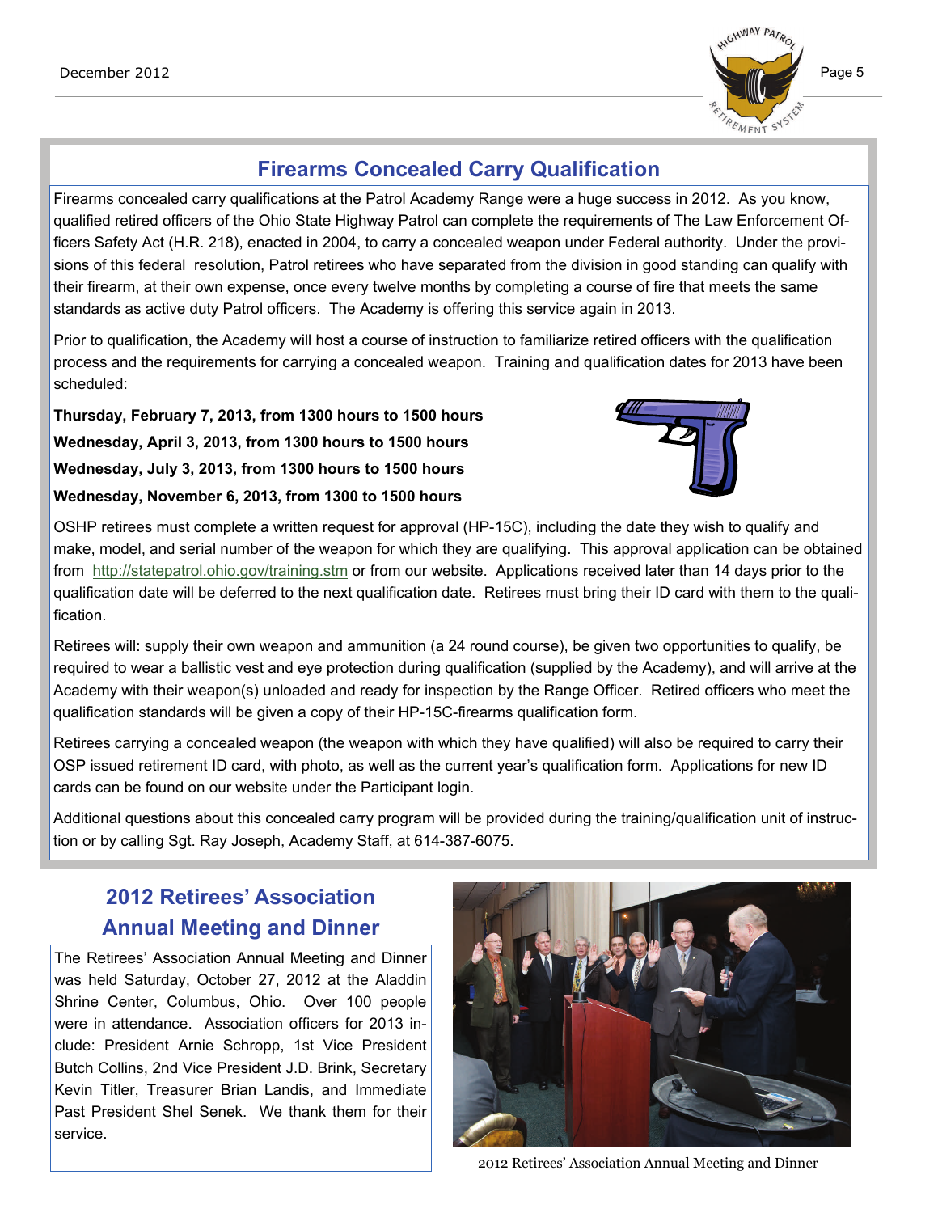## Firearms Concealed Carry Qualification

Firearms concealed carry qualifications at the Patrol Academy Range were a huge success in 2012. As you know, qualified retired officers of the Ohio State Highway Patrol can complete the requirements of The Law Enforcement Officers Safety Act (H.R. 218), enacted in 2004, to carry a concealed weapon under Federal authority. Under the provisions of this federal resolution, Patrol retirees who have separated from the division in good standing can qualify with their firearm, at their own expense, once every twelve months by completing a course of fire that meets the same standards as active duty Patrol officers. The Academy is offering this service again in 2013.

Prior to qualification, the Academy will host a course of instruction to familiarize retired officers with the qualification process and the requirements for carrying a concealed weapon. Training and qualification dates for 2013 have been scheduled:

**Thursday, February 7, 2013, from 1300 hours to 1500 hours**
**Wednesday, April 3, 2013, from 1300 hours to 1500 hours**
**Wednesday, July 3, 2013, from 1300 hours to 1500 hours**
**Wednesday, November 6, 2013, from 1300 to 1500 hours**

OSHP retirees must complete a written request for approval (HP-15C), including the date they wish to qualify and make, model, and serial number of the weapon for which they are qualifying. This approval application can be obtained from http://statepatrol.ohio.gov/training.stm or from our website. Applications received later than 14 days prior to the qualification date will be deferred to the next qualification date. Retirees must bring their ID card with them to the qualification.

Retirees will: supply their own weapon and ammunition (a 24 round course), be given two opportunities to qualify, be required to wear a ballistic vest and eye protection during qualification (supplied by the Academy), and will arrive at the Academy with their weapon(s) unloaded and ready for inspection by the Range Officer. Retired officers who meet the qualification standards will be given a copy of their HP-15C-firearms qualification form.

Retirees carrying a concealed weapon (the weapon with which they have qualified) will also be required to carry their OSP issued retirement ID card, with photo, as well as the current year's qualification form. Applications for new ID cards can be found on our website under the Participant login.

Additional questions about this concealed carry program will be provided during the training/qualification unit of instruction or by calling Sgt. Ray Joseph, Academy Staff, at 614-387-6075.

## 2012 Retirees' Association Annual Meeting and Dinner

The Retirees' Association Annual Meeting and Dinner was held Saturday, October 27, 2012 at the Aladdin Shrine Center, Columbus, Ohio. Over 100 people were in attendance. Association officers for 2013 include: President Arnie Schropp, 1st Vice President Butch Collins, 2nd Vice President J.D. Brink, Secretary Kevin Titler, Treasurer Brian Landis, and Immediate Past President Shel Senek. We thank them for their service.

2012 Retirees' Association Annual Meeting and Dinner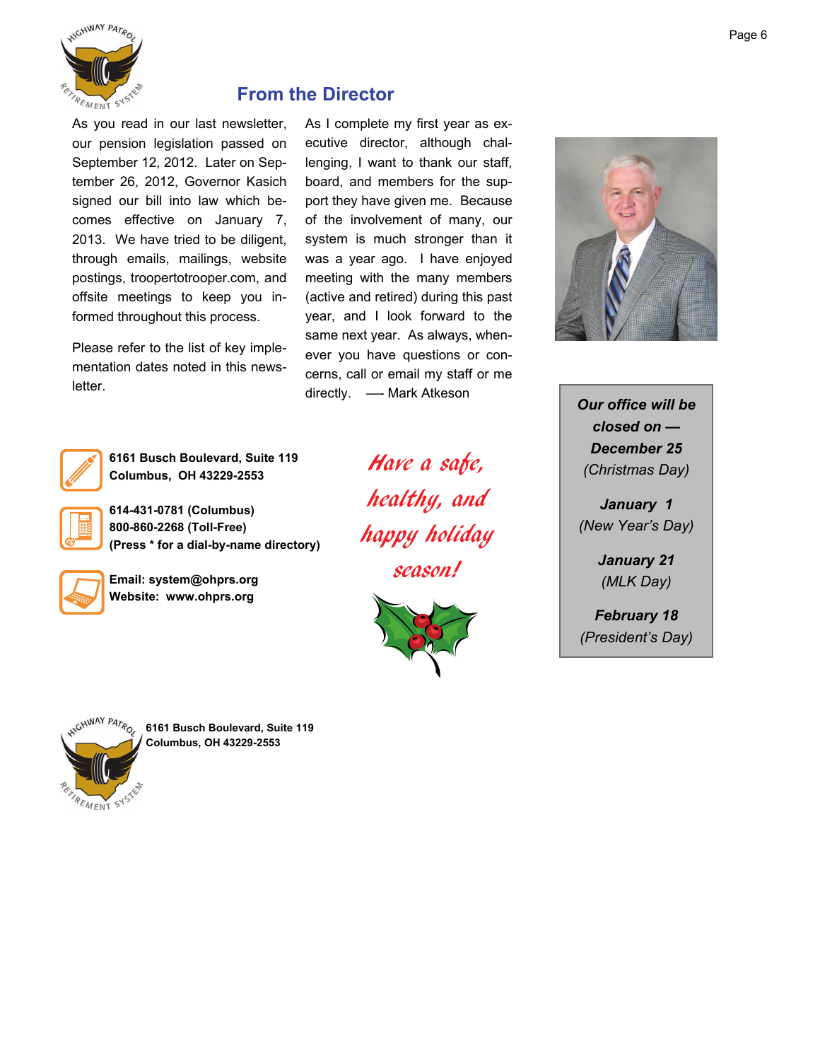## From the Director

As you read in our last newsletter, our pension legislation passed on September 12, 2012. Later on September 26, 2012, Governor Kasich signed our bill into law which becomes effective on January 7, 2013. We have tried to be diligent, through emails, mailings, website postings, troopertotrooper.com, and offsite meetings to keep you informed throughout this process.

Please refer to the list of key implementation dates noted in this newsletter.

As I complete my first year as executive director, although challenging, I want to thank our staff, board, and members for the support they have given me. Because of the involvement of many, our system is much stronger than it was a year ago. I have enjoyed meeting with the many members (active and retired) during this past year, and I look forward to the same next year. As always, whenever you have questions or concerns, call or email my staff or me directly. —- Mark Atkeson

***Our office will be closed on —***

***December 25***
*(Christmas Day)*

***January 1***
*(New Year's Day)*

***January 21***
*(MLK Day)*

***February 18***
*(President's Day)*

**6161 Busch Boulevard, Suite 119**
**Columbus, OH 43229-2553**

**614-431-0781 (Columbus)**
**800-860-2268 (Toll-Free)**
**(Press * for a dial-by-name directory)**

**Email: system@ohprs.org**
**Website: www.ohprs.org**

*Have a safe, healthy, and happy holiday season!*

**6161 Busch Boulevard, Suite 119**
**Columbus, OH 43229-2553**